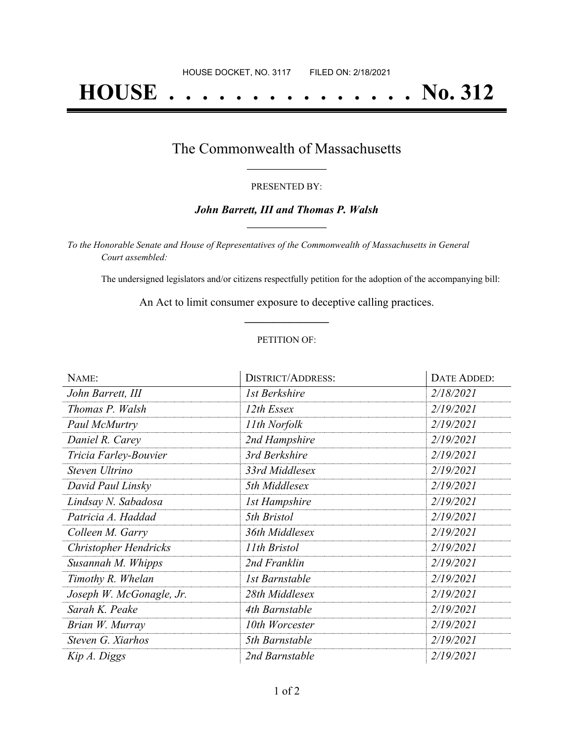HOUSE DOCKET, NO. 3117        FILED ON: 2/18/2021

# HOUSE . . . . . . . . . . . . . . . No. 312

## The Commonwealth of Massachusetts

PRESENTED BY:

***John Barrett, III and Thomas P. Walsh***

*To the Honorable Senate and House of Representatives of the Commonwealth of Massachusetts in General Court assembled:*

The undersigned legislators and/or citizens respectfully petition for the adoption of the accompanying bill:

An Act to limit consumer exposure to deceptive calling practices.

PETITION OF:

| NAME: | DISTRICT/ADDRESS: | DATE ADDED: |
|---|---|---|
| *John Barrett, III* | *1st Berkshire* | *2/18/2021* |
| *Thomas P. Walsh* | *12th Essex* | *2/19/2021* |
| *Paul McMurtry* | *11th Norfolk* | *2/19/2021* |
| *Daniel R. Carey* | *2nd Hampshire* | *2/19/2021* |
| *Tricia Farley-Bouvier* | *3rd Berkshire* | *2/19/2021* |
| *Steven Ultrino* | *33rd Middlesex* | *2/19/2021* |
| *David Paul Linsky* | *5th Middlesex* | *2/19/2021* |
| *Lindsay N. Sabadosa* | *1st Hampshire* | *2/19/2021* |
| *Patricia A. Haddad* | *5th Bristol* | *2/19/2021* |
| *Colleen M. Garry* | *36th Middlesex* | *2/19/2021* |
| *Christopher Hendricks* | *11th Bristol* | *2/19/2021* |
| *Susannah M. Whipps* | *2nd Franklin* | *2/19/2021* |
| *Timothy R. Whelan* | *1st Barnstable* | *2/19/2021* |
| *Joseph W. McGonagle, Jr.* | *28th Middlesex* | *2/19/2021* |
| *Sarah K. Peake* | *4th Barnstable* | *2/19/2021* |
| *Brian W. Murray* | *10th Worcester* | *2/19/2021* |
| *Steven G. Xiarhos* | *5th Barnstable* | *2/19/2021* |
| *Kip A. Diggs* | *2nd Barnstable* | *2/19/2021* |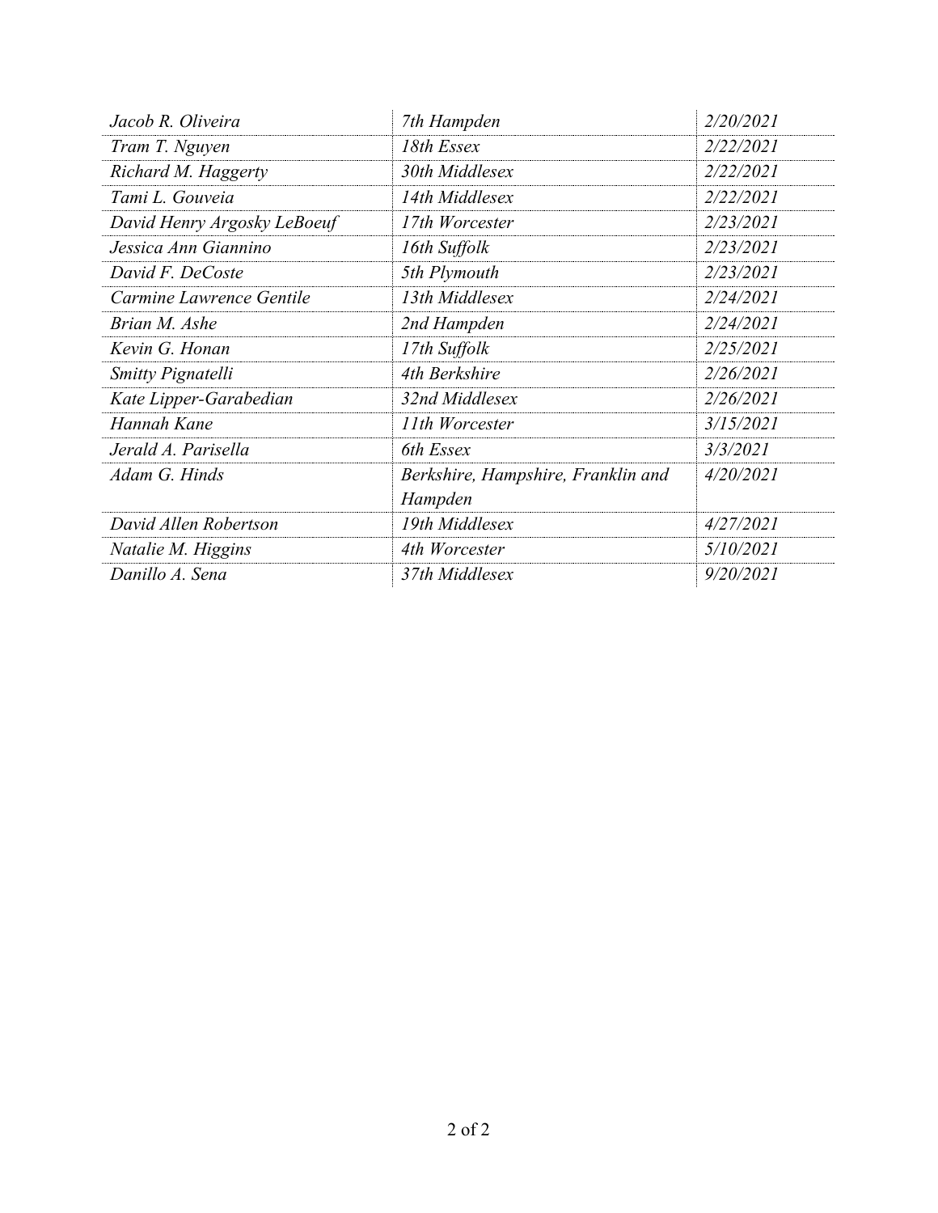| | | |
|---|---|---|
| *Jacob R. Oliveira* | *7th Hampden* | *2/20/2021* |
| *Tram T. Nguyen* | *18th Essex* | *2/22/2021* |
| *Richard M. Haggerty* | *30th Middlesex* | *2/22/2021* |
| *Tami L. Gouveia* | *14th Middlesex* | *2/22/2021* |
| *David Henry Argosky LeBoeuf* | *17th Worcester* | *2/23/2021* |
| *Jessica Ann Giannino* | *16th Suffolk* | *2/23/2021* |
| *David F. DeCoste* | *5th Plymouth* | *2/23/2021* |
| *Carmine Lawrence Gentile* | *13th Middlesex* | *2/24/2021* |
| *Brian M. Ashe* | *2nd Hampden* | *2/24/2021* |
| *Kevin G. Honan* | *17th Suffolk* | *2/25/2021* |
| *Smitty Pignatelli* | *4th Berkshire* | *2/26/2021* |
| *Kate Lipper-Garabedian* | *32nd Middlesex* | *2/26/2021* |
| *Hannah Kane* | *11th Worcester* | *3/15/2021* |
| *Jerald A. Parisella* | *6th Essex* | *3/3/2021* |
| *Adam G. Hinds* | *Berkshire, Hampshire, Franklin and Hampden* | *4/20/2021* |
| *David Allen Robertson* | *19th Middlesex* | *4/27/2021* |
| *Natalie M. Higgins* | *4th Worcester* | *5/10/2021* |
| *Danillo A. Sena* | *37th Middlesex* | *9/20/2021* |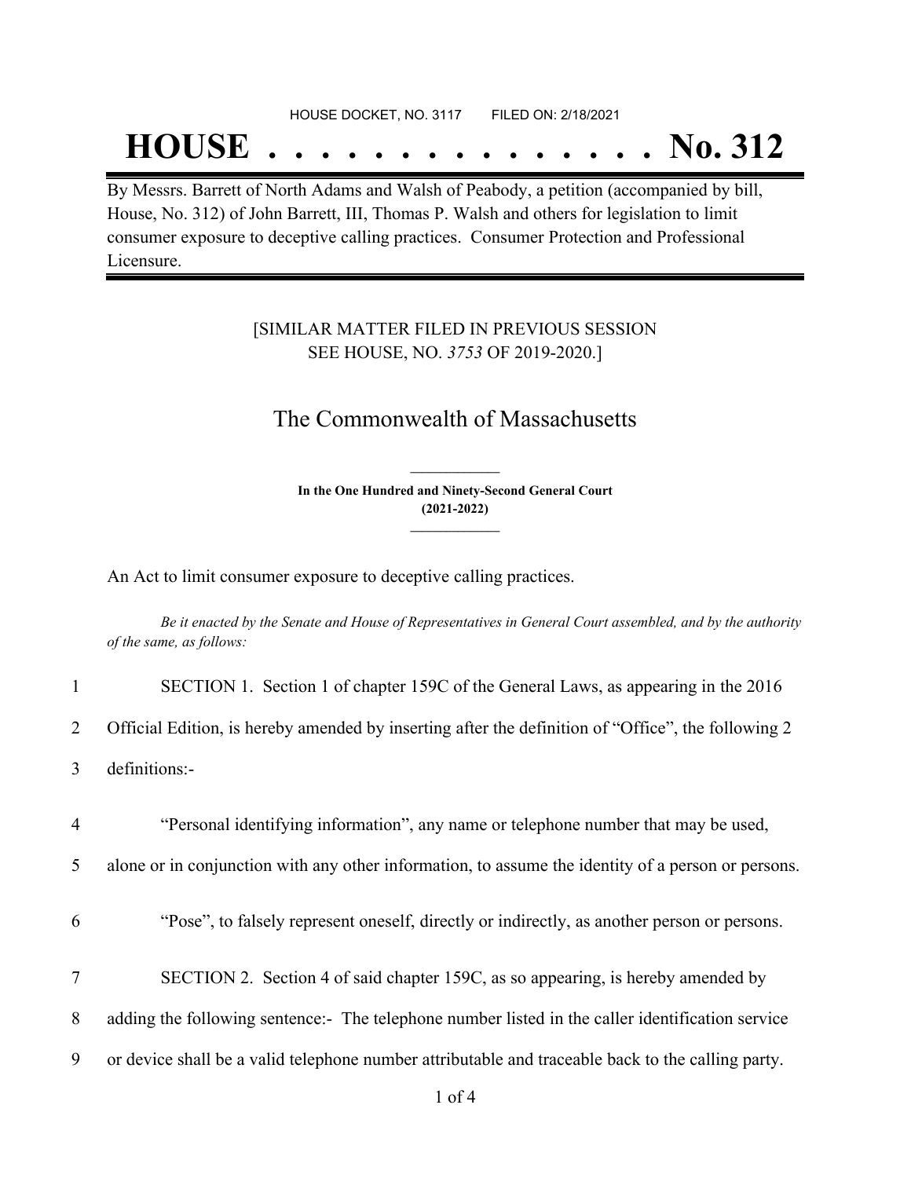HOUSE DOCKET, NO. 3117        FILED ON: 2/18/2021

# HOUSE . . . . . . . . . . . . . . . No. 312

By Messrs. Barrett of North Adams and Walsh of Peabody, a petition (accompanied by bill, House, No. 312) of John Barrett, III, Thomas P. Walsh and others for legislation to limit consumer exposure to deceptive calling practices. Consumer Protection and Professional Licensure.

[SIMILAR MATTER FILED IN PREVIOUS SESSION SEE HOUSE, NO. *3753* OF 2019-2020.]

## The Commonwealth of Massachusetts

**In the One Hundred and Ninety-Second General Court (2021-2022)**

An Act to limit consumer exposure to deceptive calling practices.

*Be it enacted by the Senate and House of Representatives in General Court assembled, and by the authority of the same, as follows:*

1 SECTION 1. Section 1 of chapter 159C of the General Laws, as appearing in the 2016
2 Official Edition, is hereby amended by inserting after the definition of "Office", the following 2
3 definitions:-

4 "Personal identifying information", any name or telephone number that may be used,
5 alone or in conjunction with any other information, to assume the identity of a person or persons.

6 "Pose", to falsely represent oneself, directly or indirectly, as another person or persons.

7 SECTION 2. Section 4 of said chapter 159C, as so appearing, is hereby amended by
8 adding the following sentence:- The telephone number listed in the caller identification service
9 or device shall be a valid telephone number attributable and traceable back to the calling party.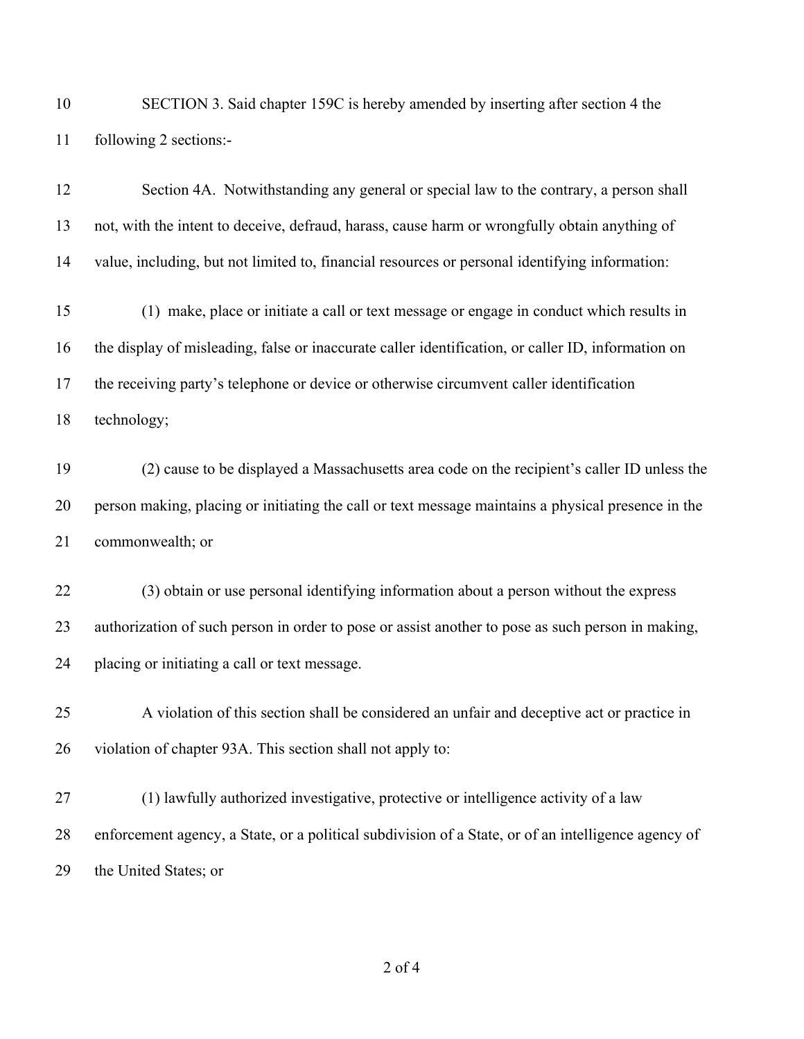SECTION 3. Said chapter 159C is hereby amended by inserting after section 4 the following 2 sections:-

Section 4A. Notwithstanding any general or special law to the contrary, a person shall not, with the intent to deceive, defraud, harass, cause harm or wrongfully obtain anything of value, including, but not limited to, financial resources or personal identifying information:

(1) make, place or initiate a call or text message or engage in conduct which results in the display of misleading, false or inaccurate caller identification, or caller ID, information on the receiving party's telephone or device or otherwise circumvent caller identification technology;

(2) cause to be displayed a Massachusetts area code on the recipient's caller ID unless the person making, placing or initiating the call or text message maintains a physical presence in the commonwealth; or

(3) obtain or use personal identifying information about a person without the express authorization of such person in order to pose or assist another to pose as such person in making, placing or initiating a call or text message.

A violation of this section shall be considered an unfair and deceptive act or practice in violation of chapter 93A. This section shall not apply to:

(1) lawfully authorized investigative, protective or intelligence activity of a law enforcement agency, a State, or a political subdivision of a State, or of an intelligence agency of the United States; or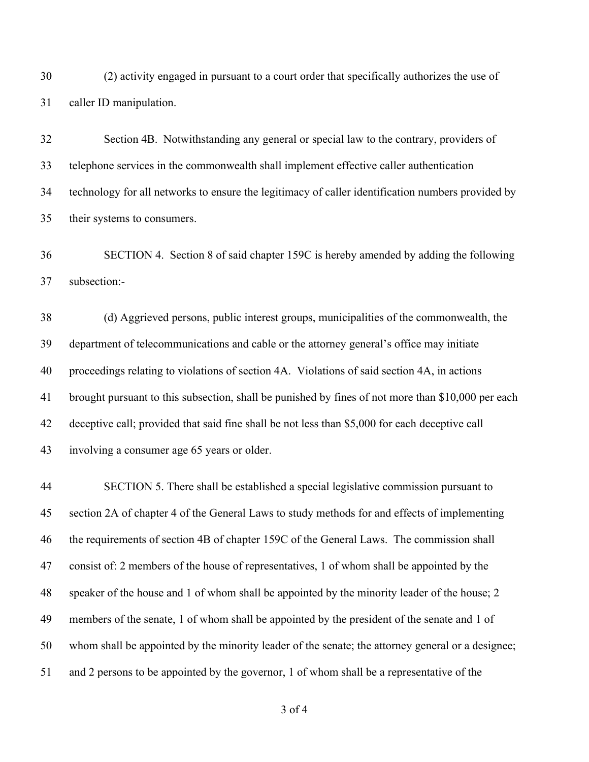(2) activity engaged in pursuant to a court order that specifically authorizes the use of caller ID manipulation.

Section 4B. Notwithstanding any general or special law to the contrary, providers of telephone services in the commonwealth shall implement effective caller authentication technology for all networks to ensure the legitimacy of caller identification numbers provided by their systems to consumers.

SECTION 4. Section 8 of said chapter 159C is hereby amended by adding the following subsection:-

(d) Aggrieved persons, public interest groups, municipalities of the commonwealth, the department of telecommunications and cable or the attorney general's office may initiate proceedings relating to violations of section 4A. Violations of said section 4A, in actions brought pursuant to this subsection, shall be punished by fines of not more than $10,000 per each deceptive call; provided that said fine shall be not less than $5,000 for each deceptive call involving a consumer age 65 years or older.

SECTION 5. There shall be established a special legislative commission pursuant to section 2A of chapter 4 of the General Laws to study methods for and effects of implementing the requirements of section 4B of chapter 159C of the General Laws. The commission shall consist of: 2 members of the house of representatives, 1 of whom shall be appointed by the speaker of the house and 1 of whom shall be appointed by the minority leader of the house; 2 members of the senate, 1 of whom shall be appointed by the president of the senate and 1 of whom shall be appointed by the minority leader of the senate; the attorney general or a designee; and 2 persons to be appointed by the governor, 1 of whom shall be a representative of the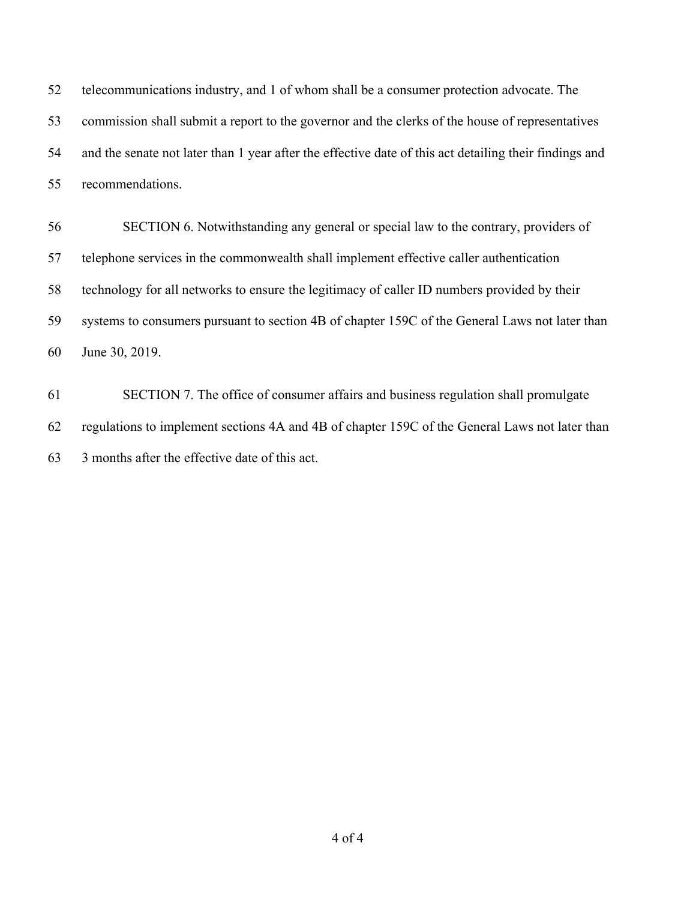telecommunications industry, and 1 of whom shall be a consumer protection advocate. The commission shall submit a report to the governor and the clerks of the house of representatives and the senate not later than 1 year after the effective date of this act detailing their findings and recommendations.

SECTION 6. Notwithstanding any general or special law to the contrary, providers of telephone services in the commonwealth shall implement effective caller authentication technology for all networks to ensure the legitimacy of caller ID numbers provided by their systems to consumers pursuant to section 4B of chapter 159C of the General Laws not later than June 30, 2019.

SECTION 7. The office of consumer affairs and business regulation shall promulgate regulations to implement sections 4A and 4B of chapter 159C of the General Laws not later than 3 months after the effective date of this act.